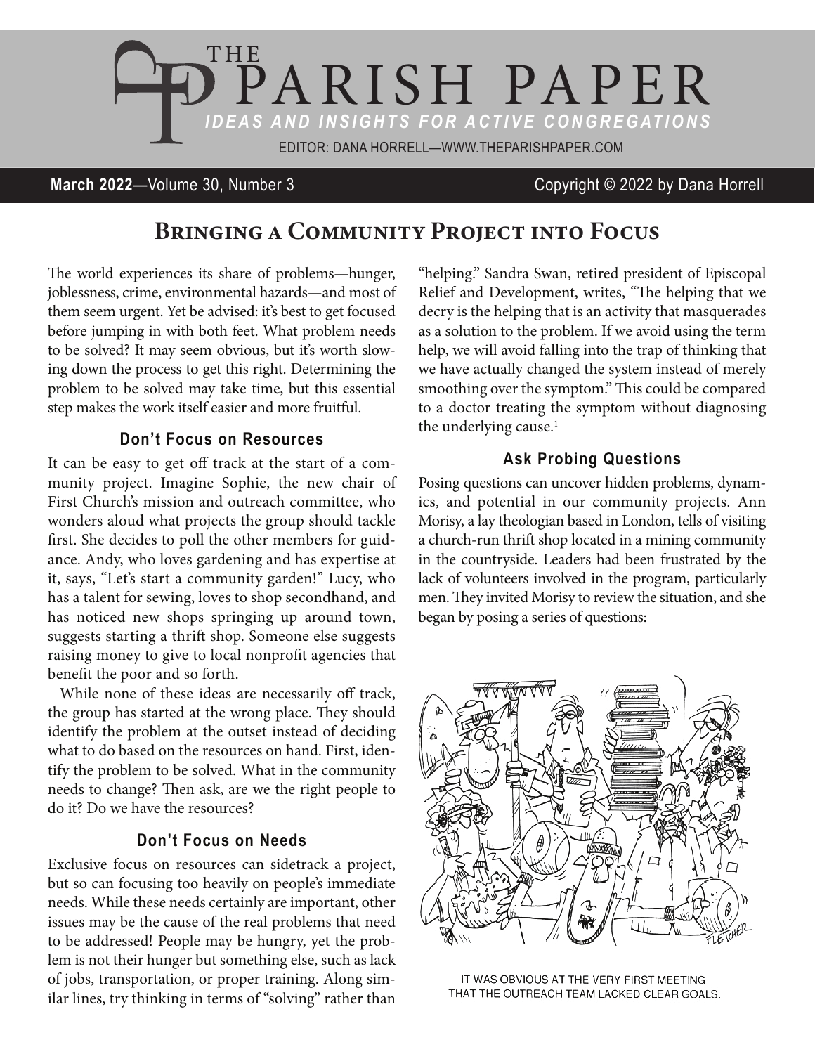# THE PARISH PAPER

*IDEAS AND INSIGHTS FOR ACTIVE CONGREGATIONS*

EDITOR: DANA HORRELL—WWW.THEPARISHPAPER.COM

**March 2022**—Volume 30, Number 3 Copyright © 2022 by Dana Horrell

## Bringing a Community Project into Focus

The world experiences its share of problems—hunger, joblessness, crime, environmental hazards—and most of them seem urgent. Yet be advised: it's best to get focused before jumping in with both feet. What problem needs to be solved? It may seem obvious, but it's worth slowing down the process to get this right. Determining the problem to be solved may take time, but this essential step makes the work itself easier and more fruitful.

### Don't Focus on Resources

It can be easy to get off track at the start of a community project. Imagine Sophie, the new chair of First Church's mission and outreach committee, who wonders aloud what projects the group should tackle first. She decides to poll the other members for guidance. Andy, who loves gardening and has expertise at it, says, "Let's start a community garden!" Lucy, who has a talent for sewing, loves to shop secondhand, and has noticed new shops springing up around town, suggests starting a thrift shop. Someone else suggests raising money to give to local nonprofit agencies that benefit the poor and so forth.

While none of these ideas are necessarily off track, the group has started at the wrong place. They should identify the problem at the outset instead of deciding what to do based on the resources on hand. First, identify the problem to be solved. What in the community needs to change? Then ask, are we the right people to do it? Do we have the resources?

### Don't Focus on Needs

Exclusive focus on resources can sidetrack a project, but so can focusing too heavily on people's immediate needs. While these needs certainly are important, other issues may be the cause of the real problems that need to be addressed! People may be hungry, yet the problem is not their hunger but something else, such as lack of jobs, transportation, or proper training. Along similar lines, try thinking in terms of "solving" rather than "helping." Sandra Swan, retired president of Episcopal Relief and Development, writes, "The helping that we decry is the helping that is an activity that masquerades as a solution to the problem. If we avoid using the term help, we will avoid falling into the trap of thinking that we have actually changed the system instead of merely smoothing over the symptom." This could be compared to a doctor treating the symptom without diagnosing the underlying cause.[1]

### Ask Probing Questions

Posing questions can uncover hidden problems, dynamics, and potential in our community projects. Ann Morisy, a lay theologian based in London, tells of visiting a church-run thrift shop located in a mining community in the countryside. Leaders had been frustrated by the lack of volunteers involved in the program, particularly men. They invited Morisy to review the situation, and she began by posing a series of questions:

IT WAS OBVIOUS AT THE VERY FIRST MEETING THAT THE OUTREACH TEAM LACKED CLEAR GOALS.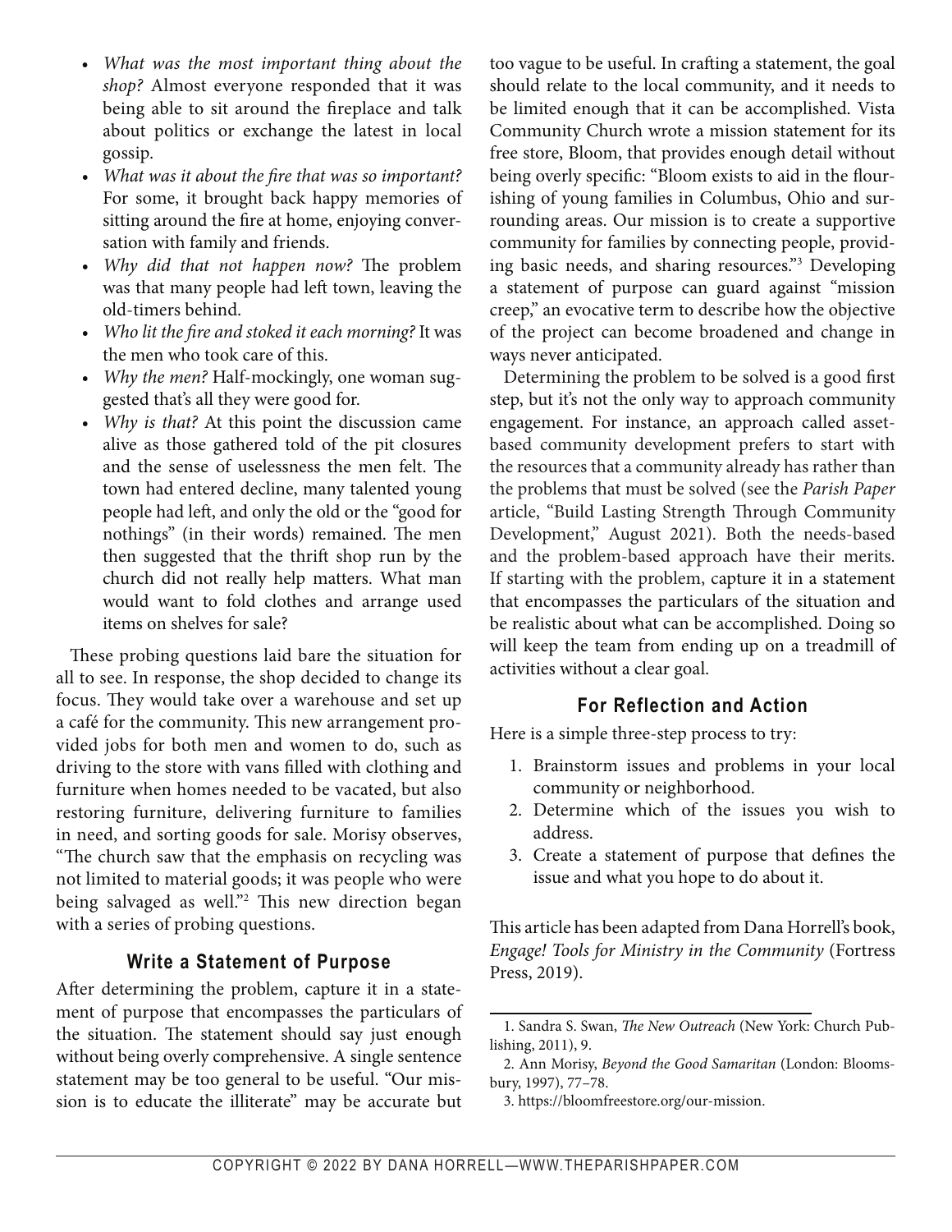- *What was the most important thing about the shop?* Almost everyone responded that it was being able to sit around the fireplace and talk about politics or exchange the latest in local gossip.
- *What was it about the fire that was so important?* For some, it brought back happy memories of sitting around the fire at home, enjoying conversation with family and friends.
- *Why did that not happen now?* The problem was that many people had left town, leaving the old-timers behind.
- *Who lit the fire and stoked it each morning?* It was the men who took care of this.
- *Why the men?* Half-mockingly, one woman suggested that's all they were good for.
- *Why is that?* At this point the discussion came alive as those gathered told of the pit closures and the sense of uselessness the men felt. The town had entered decline, many talented young people had left, and only the old or the "good for nothings" (in their words) remained. The men then suggested that the thrift shop run by the church did not really help matters. What man would want to fold clothes and arrange used items on shelves for sale?

These probing questions laid bare the situation for all to see. In response, the shop decided to change its focus. They would take over a warehouse and set up a café for the community. This new arrangement provided jobs for both men and women to do, such as driving to the store with vans filled with clothing and furniture when homes needed to be vacated, but also restoring furniture, delivering furniture to families in need, and sorting goods for sale. Morisy observes, "The church saw that the emphasis on recycling was not limited to material goods; it was people who were being salvaged as well."[2] This new direction began with a series of probing questions.

## Write a Statement of Purpose

After determining the problem, capture it in a statement of purpose that encompasses the particulars of the situation. The statement should say just enough without being overly comprehensive. A single sentence statement may be too general to be useful. "Our mission is to educate the illiterate" may be accurate but too vague to be useful. In crafting a statement, the goal should relate to the local community, and it needs to be limited enough that it can be accomplished. Vista Community Church wrote a mission statement for its free store, Bloom, that provides enough detail without being overly specific: "Bloom exists to aid in the flourishing of young families in Columbus, Ohio and surrounding areas. Our mission is to create a supportive community for families by connecting people, providing basic needs, and sharing resources."[3] Developing a statement of purpose can guard against "mission creep," an evocative term to describe how the objective of the project can become broadened and change in ways never anticipated.

Determining the problem to be solved is a good first step, but it's not the only way to approach community engagement. For instance, an approach called asset-based community development prefers to start with the resources that a community already has rather than the problems that must be solved (see the *Parish Paper* article, "Build Lasting Strength Through Community Development," August 2021). Both the needs-based and the problem-based approach have their merits. If starting with the problem, capture it in a statement that encompasses the particulars of the situation and be realistic about what can be accomplished. Doing so will keep the team from ending up on a treadmill of activities without a clear goal.

## For Reflection and Action

Here is a simple three-step process to try:

1. Brainstorm issues and problems in your local community or neighborhood.
2. Determine which of the issues you wish to address.
3. Create a statement of purpose that defines the issue and what you hope to do about it.

This article has been adapted from Dana Horrell's book, *Engage! Tools for Ministry in the Community* (Fortress Press, 2019).

---

1. Sandra S. Swan, *The New Outreach* (New York: Church Publishing, 2011), 9.
2. Ann Morisy, *Beyond the Good Samaritan* (London: Bloomsbury, 1997), 77–78.
3. https://bloomfreestore.org/our-mission.

COPYRIGHT © 2022 BY DANA HORRELL—WWW.THEPARISHPAPER.COM